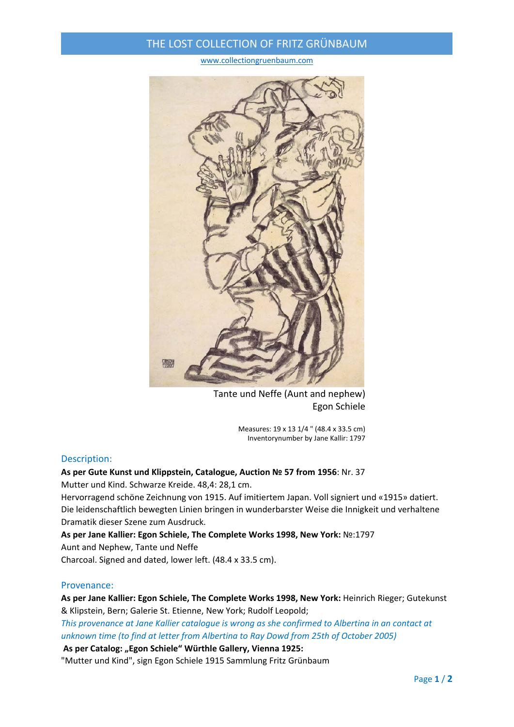# THE LOST COLLECTION OF FRITZ GRÜNBAUM

www.collectiongruenbaum.com

Tante und Neffe (Aunt and nephew)
Egon Schiele

Measures: 19 x 13 1/4 " (48.4 x 33.5 cm)
Inventorynumber by Jane Kallir: 1797

## Description:

**As per Gute Kunst und Klippstein, Catalogue, Auction № 57 from 1956**: Nr. 37
Mutter und Kind. Schwarze Kreide. 48,4: 28,1 cm.
Hervorragend schöne Zeichnung von 1915. Auf imitiertem Japan. Voll signiert und «1915» datiert. Die leidenschaftlich bewegten Linien bringen in wunderbarster Weise die Innigkeit und verhaltene Dramatik dieser Szene zum Ausdruck.

**As per Jane Kallier: Egon Schiele, The Complete Works 1998, New York:** №:1797
Aunt and Nephew, Tante und Neffe
Charcoal. Signed and dated, lower left. (48.4 x 33.5 cm).

## Provenance:

**As per Jane Kallier: Egon Schiele, The Complete Works 1998, New York:** Heinrich Rieger; Gutekunst & Klipstein, Bern; Galerie St. Etienne, New York; Rudolf Leopold;

*This provenance at Jane Kallier catalogue is wrong as she confirmed to Albertina in an contact at unknown time (to find at letter from Albertina to Ray Dowd from 25th of October 2005)*

**As per Catalog: „Egon Schiele" Würthle Gallery, Vienna 1925:**
"Mutter und Kind", sign Egon Schiele 1915 Sammlung Fritz Grünbaum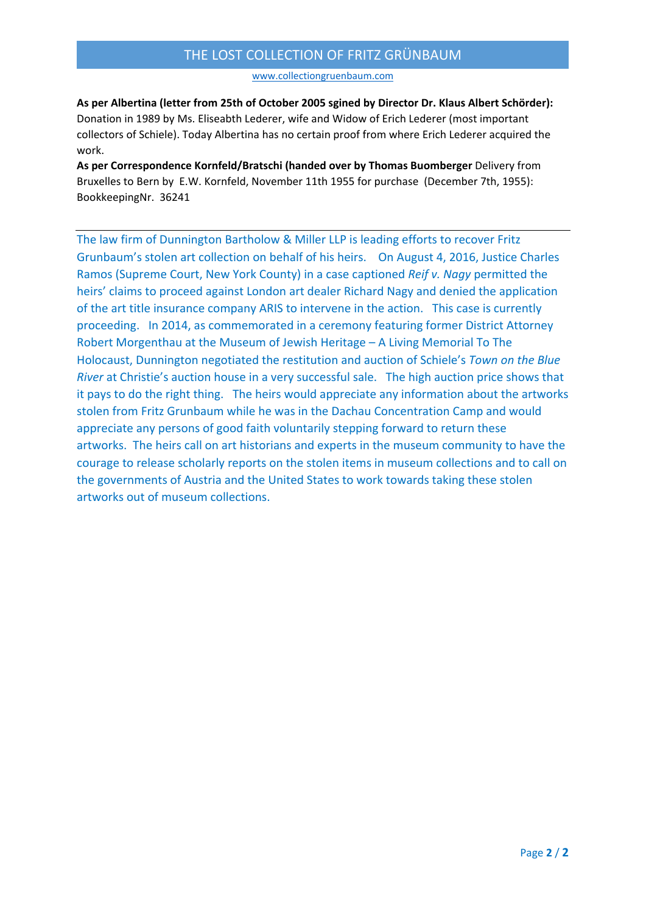**As per Albertina (letter from 25th of October 2005 sgined by Director Dr. Klaus Albert Schörder):** Donation in 1989 by Ms. Eliseabth Lederer, wife and Widow of Erich Lederer (most important collectors of Schiele). Today Albertina has no certain proof from where Erich Lederer acquired the work.

**As per Correspondence Kornfeld/Bratschi (handed over by Thomas Buomberger** Delivery from Bruxelles to Bern by E.W. Kornfeld, November 11th 1955 for purchase (December 7th, 1955): BookkeepingNr. 36241

---

The law firm of Dunnington Bartholow & Miller LLP is leading efforts to recover Fritz Grunbaum's stolen art collection on behalf of his heirs. On August 4, 2016, Justice Charles Ramos (Supreme Court, New York County) in a case captioned *Reif v. Nagy* permitted the heirs' claims to proceed against London art dealer Richard Nagy and denied the application of the art title insurance company ARIS to intervene in the action. This case is currently proceeding. In 2014, as commemorated in a ceremony featuring former District Attorney Robert Morgenthau at the Museum of Jewish Heritage – A Living Memorial To The Holocaust, Dunnington negotiated the restitution and auction of Schiele's *Town on the Blue River* at Christie's auction house in a very successful sale. The high auction price shows that it pays to do the right thing. The heirs would appreciate any information about the artworks stolen from Fritz Grunbaum while he was in the Dachau Concentration Camp and would appreciate any persons of good faith voluntarily stepping forward to return these artworks. The heirs call on art historians and experts in the museum community to have the courage to release scholarly reports on the stolen items in museum collections and to call on the governments of Austria and the United States to work towards taking these stolen artworks out of museum collections.